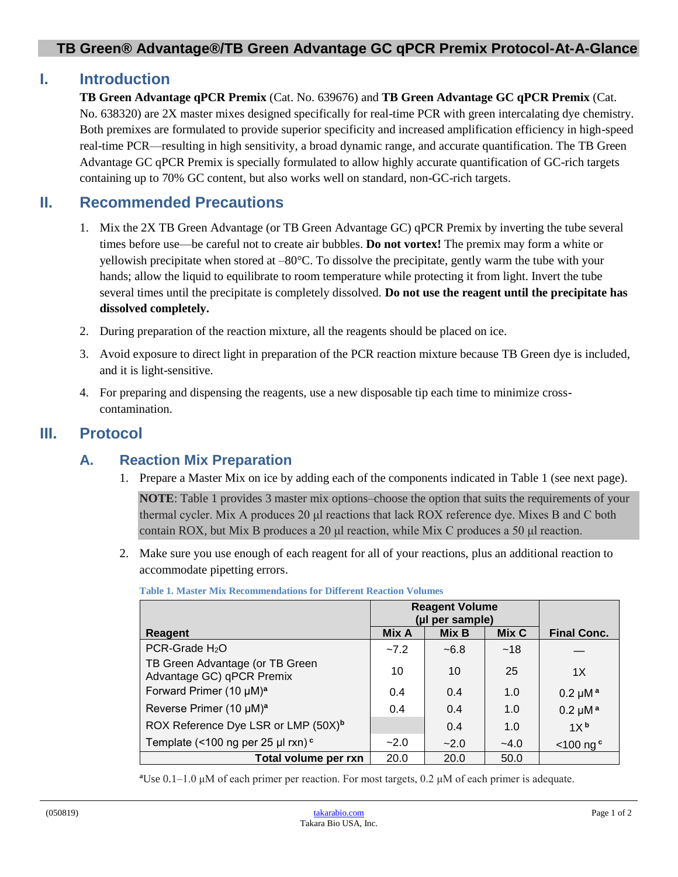# TB Green® Advantage®/TB Green Advantage GC qPCR Premix Protocol-At-A-Glance

## I. Introduction

**TB Green Advantage qPCR Premix** (Cat. No. 639676) and **TB Green Advantage GC qPCR Premix** (Cat. No. 638320) are 2X master mixes designed specifically for real-time PCR with green intercalating dye chemistry. Both premixes are formulated to provide superior specificity and increased amplification efficiency in high-speed real-time PCR—resulting in high sensitivity, a broad dynamic range, and accurate quantification. The TB Green Advantage GC qPCR Premix is specially formulated to allow highly accurate quantification of GC-rich targets containing up to 70% GC content, but also works well on standard, non-GC-rich targets.

## II. Recommended Precautions

1. Mix the 2X TB Green Advantage (or TB Green Advantage GC) qPCR Premix by inverting the tube several times before use—be careful not to create air bubbles. **Do not vortex!** The premix may form a white or yellowish precipitate when stored at –80°C. To dissolve the precipitate, gently warm the tube with your hands; allow the liquid to equilibrate to room temperature while protecting it from light. Invert the tube several times until the precipitate is completely dissolved. **Do not use the reagent until the precipitate has dissolved completely.**
2. During preparation of the reaction mixture, all the reagents should be placed on ice.
3. Avoid exposure to direct light in preparation of the PCR reaction mixture because TB Green dye is included, and it is light-sensitive.
4. For preparing and dispensing the reagents, use a new disposable tip each time to minimize cross-contamination.

## III. Protocol

### A. Reaction Mix Preparation

1. Prepare a Master Mix on ice by adding each of the components indicated in Table 1 (see next page).

   **NOTE**: Table 1 provides 3 master mix options–choose the option that suits the requirements of your thermal cycler. Mix A produces 20 µl reactions that lack ROX reference dye. Mixes B and C both contain ROX, but Mix B produces a 20 µl reaction, while Mix C produces a 50 µl reaction.

2. Make sure you use enough of each reagent for all of your reactions, plus an additional reaction to accommodate pipetting errors.

**Table 1. Master Mix Recommendations for Different Reaction Volumes**

| | Reagent Volume (µl per sample) | | | |
|---|---|---|---|---|
| **Reagent** | **Mix A** | **Mix B** | **Mix C** | **Final Conc.** |
| PCR-Grade $H_2O$ | ~7.2 | ~6.8 | ~18 | — |
| TB Green Advantage (or TB Green Advantage GC) qPCR Premix | 10 | 10 | 25 | 1X |
| Forward Primer (10 µM)[a] | 0.4 | 0.4 | 1.0 | 0.2 µM[a] |
| Reverse Primer (10 µM)[a] | 0.4 | 0.4 | 1.0 | 0.2 µM[a] |
| ROX Reference Dye LSR or LMP (50X)[b] | | 0.4 | 1.0 | 1X[b] |
| Template (<100 ng per 25 µl rxn)[c] | ~2.0 | ~2.0 | ~4.0 | <100 ng[c] |
| **Total volume per rxn** | 20.0 | 20.0 | 50.0 | |

[a]Use 0.1–1.0 µM of each primer per reaction. For most targets, 0.2 µM of each primer is adequate.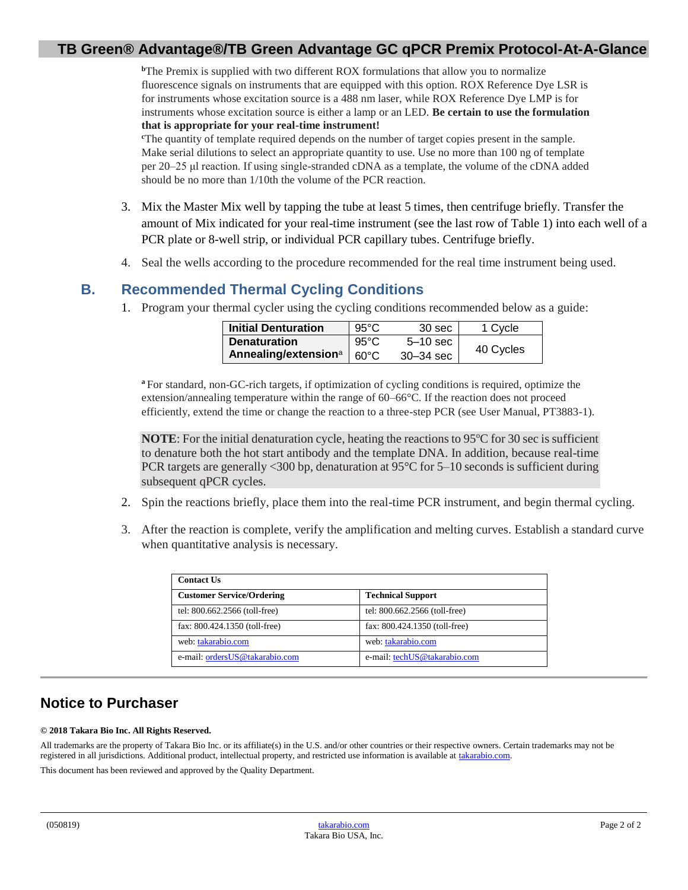[b]The Premix is supplied with two different ROX formulations that allow you to normalize fluorescence signals on instruments that are equipped with this option. ROX Reference Dye LSR is for instruments whose excitation source is a 488 nm laser, while ROX Reference Dye LMP is for instruments whose excitation source is either a lamp or an LED. **Be certain to use the formulation that is appropriate for your real-time instrument!**

[c]The quantity of template required depends on the number of target copies present in the sample. Make serial dilutions to select an appropriate quantity to use. Use no more than 100 ng of template per 20–25 µl reaction. If using single-stranded cDNA as a template, the volume of the cDNA added should be no more than 1/10th the volume of the PCR reaction.

3. Mix the Master Mix well by tapping the tube at least 5 times, then centrifuge briefly. Transfer the amount of Mix indicated for your real-time instrument (see the last row of Table 1) into each well of a PCR plate or 8-well strip, or individual PCR capillary tubes. Centrifuge briefly.
4. Seal the wells according to the procedure recommended for the real time instrument being used.

## B. Recommended Thermal Cycling Conditions

1. Program your thermal cycler using the cycling conditions recommended below as a guide:

| | | | |
|---|---|---|---|
| **Initial Denturation** | 95°C | 30 sec | 1 Cycle |
| **Denaturation** | 95°C | 5–10 sec | 40 Cycles |
| **Annealing/extension**[a] | 60°C | 30–34 sec | |

[a] For standard, non-GC-rich targets, if optimization of cycling conditions is required, optimize the extension/annealing temperature within the range of 60–66°C. If the reaction does not proceed efficiently, extend the time or change the reaction to a three-step PCR (see User Manual, PT3883-1).

**NOTE**: For the initial denaturation cycle, heating the reactions to 95ºC for 30 sec is sufficient to denature both the hot start antibody and the template DNA. In addition, because real-time PCR targets are generally <300 bp, denaturation at 95°C for 5–10 seconds is sufficient during subsequent qPCR cycles.

2. Spin the reactions briefly, place them into the real-time PCR instrument, and begin thermal cycling.
3. After the reaction is complete, verify the amplification and melting curves. Establish a standard curve when quantitative analysis is necessary.

| Contact Us | |
|---|---|
| **Customer Service/Ordering** | **Technical Support** |
| tel: 800.662.2566 (toll-free) | tel: 800.662.2566 (toll-free) |
| fax: 800.424.1350 (toll-free) | fax: 800.424.1350 (toll-free) |
| web: takarabio.com | web: takarabio.com |
| e-mail: ordersUS@takarabio.com | e-mail: techUS@takarabio.com |

## Notice to Purchaser

**© 2018 Takara Bio Inc. All Rights Reserved.**

All trademarks are the property of Takara Bio Inc. or its affiliate(s) in the U.S. and/or other countries or their respective owners. Certain trademarks may not be registered in all jurisdictions. Additional product, intellectual property, and restricted use information is available at takarabio.com.

This document has been reviewed and approved by the Quality Department.

(050819)